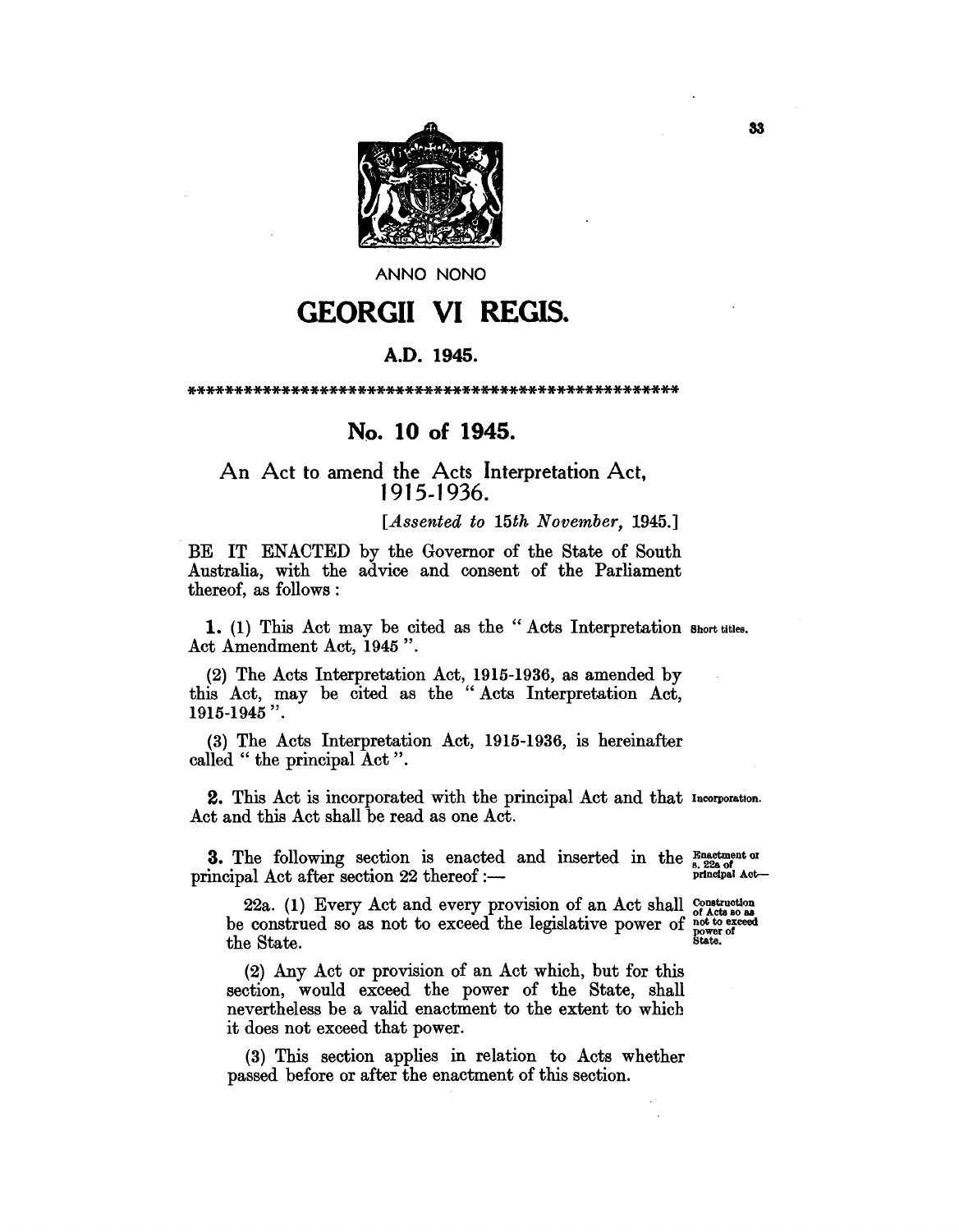ANNO NONO

# GEORGII VI REGIS.

**A.D. 1945.**

\*\*\*\*\*\*\*\*\*\*\*\*\*\*\*\*\*\*\*\*\*\*\*\*\*\*\*\*\*\*\*\*\*\*\*\*\*\*\*\*\*\*\*\*\*\*\*\*\*\*\*\*\*\*

## No. 10 of 1945.

An Act to amend the Acts Interpretation Act, 1915-1936.

[*Assented to 15th November, 1945.*]

BE IT ENACTED by the Governor of the State of South Australia, with the advice and consent of the Parliament thereof, as follows :

**1.** (1) This Act may be cited as the " Acts Interpretation Act Amendment Act, 1945 ". *Short titles.*

(2) The Acts Interpretation Act, 1915-1936, as amended by this Act, may be cited as the " Acts Interpretation Act, 1915-1945 ".

(3) The Acts Interpretation Act, 1915-1936, is hereinafter called " the principal Act ".

**2.** This Act is incorporated with the principal Act and that Act and this Act shall be read as one Act. *Incorporation.*

**3.** The following section is enacted and inserted in the principal Act after section 22 thereof :— *Enactment of s. 22a of principal Act—*

22a. (1) Every Act and every provision of an Act shall be construed so as not to exceed the legislative power of the State. *Construction of Acts so as not to exceed power of State.*

(2) Any Act or provision of an Act which, but for this section, would exceed the power of the State, shall nevertheless be a valid enactment to the extent to which it does not exceed that power.

(3) This section applies in relation to Acts whether passed before or after the enactment of this section.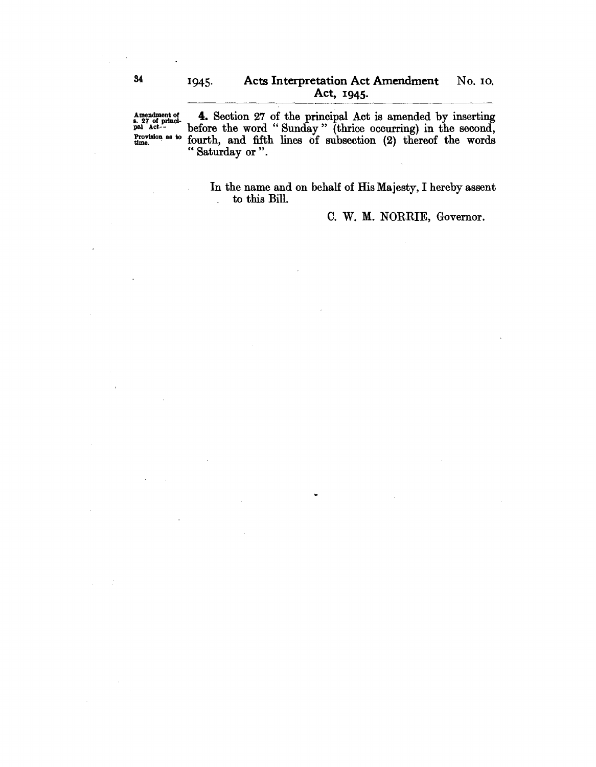Amendment of s. 27 of principal Act— Provision as to time.

**4.** Section 27 of the principal Act is amended by inserting before the word "Sunday" (thrice occurring) in the second, fourth, and fifth lines of subsection (2) thereof the words "Saturday or".

In the name and on behalf of His Majesty, I hereby assent to this Bill.

C. W. M. NORRIE, Governor.